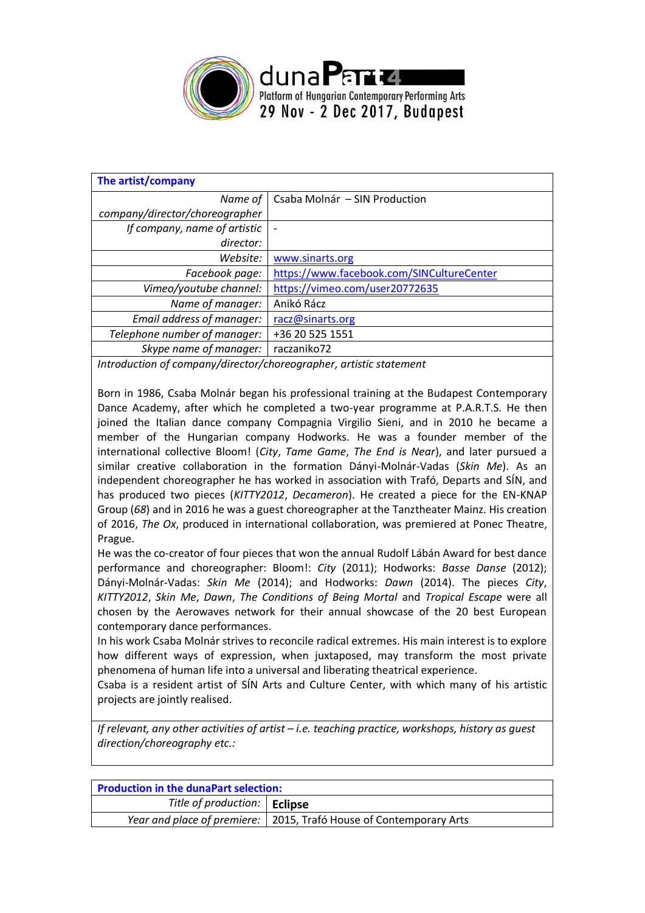duna**Part4**
Platform of Hungarian Contemporary Performing Arts
29 Nov - 2 Dec 2017, Budapest

| **The artist/company** | |
|---|---|
| *Name of company/director/choreographer* | Csaba Molnár – SIN Production |
| *If company, name of artistic director:* | - |
| *Website:* | www.sinarts.org |
| *Facebook page:* | https://www.facebook.com/SINCultureCenter |
| *Vimeo/youtube channel:* | https://vimeo.com/user20772635 |
| *Name of manager:* | Anikó Rácz |
| *Email address of manager:* | racz@sinarts.org |
| *Telephone number of manager:* | +36 20 525 1551 |
| *Skype name of manager:* | raczaniko72 |

*Introduction of company/director/choreographer, artistic statement*

Born in 1986, Csaba Molnár began his professional training at the Budapest Contemporary Dance Academy, after which he completed a two-year programme at P.A.R.T.S. He then joined the Italian dance company Compagnia Virgilio Sieni, and in 2010 he became a member of the Hungarian company Hodworks. He was a founder member of the international collective Bloom! (*City*, *Tame Game*, *The End is Near*), and later pursued a similar creative collaboration in the formation Dányi-Molnár-Vadas (*Skin Me*). As an independent choreographer he has worked in association with Trafó, Departs and SÍN, and has produced two pieces (*KITTY2012*, *Decameron*). He created a piece for the EN-KNAP Group (*68*) and in 2016 he was a guest choreographer at the Tanztheater Mainz. His creation of 2016, *The Ox*, produced in international collaboration, was premiered at Ponec Theatre, Prague.

He was the co-creator of four pieces that won the annual Rudolf Lábán Award for best dance performance and choreographer: Bloom!: *City* (2011); Hodworks: *Basse Danse* (2012); Dányi-Molnár-Vadas: *Skin Me* (2014); and Hodworks: *Dawn* (2014). The pieces *City*, *KITTY2012*, *Skin Me*, *Dawn*, *The Conditions of Being Mortal* and *Tropical Escape* were all chosen by the Aerowaves network for their annual showcase of the 20 best European contemporary dance performances.

In his work Csaba Molnár strives to reconcile radical extremes. His main interest is to explore how different ways of expression, when juxtaposed, may transform the most private phenomena of human life into a universal and liberating theatrical experience.

Csaba is a resident artist of SÍN Arts and Culture Center, with which many of his artistic projects are jointly realised.

*If relevant, any other activities of artist – i.e. teaching practice, workshops, history as guest direction/choreography etc.:*

| **Production in the dunaPart selection:** | |
|---|---|
| *Title of production:* | **Eclipse** |
| *Year and place of premiere:* | 2015, Trafó House of Contemporary Arts |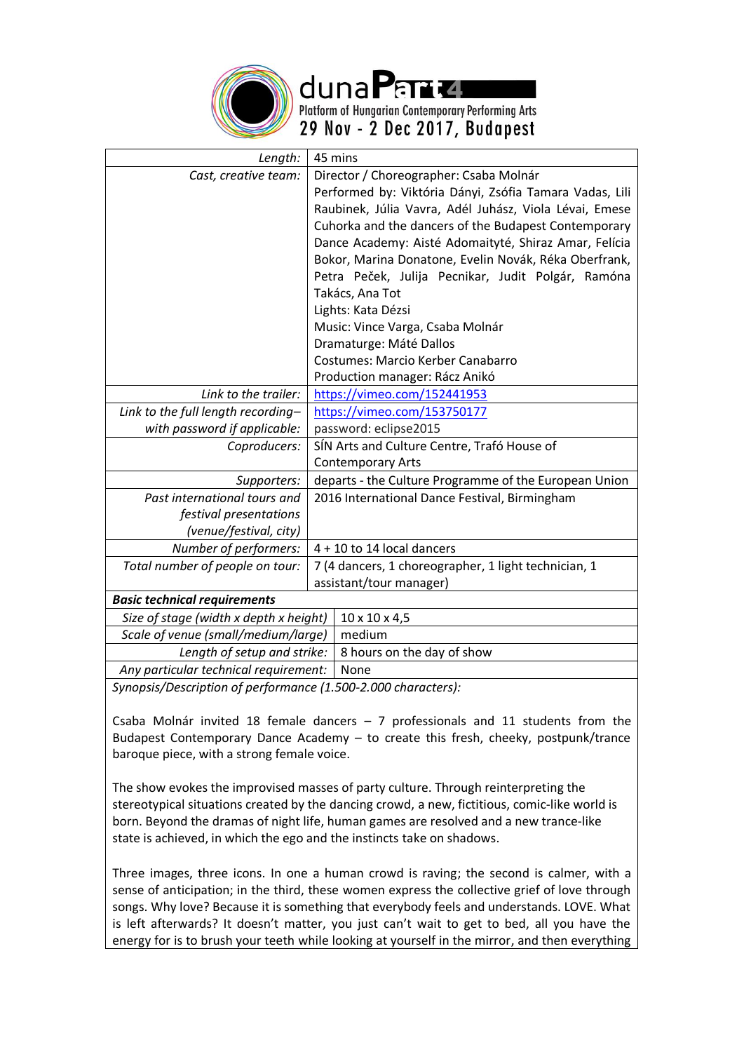| | |
|---|---|
| *Length:* | 45 mins |
| *Cast, creative team:* | Director / Choreographer: Csaba Molnár<br>Performed by: Viktória Dányi, Zsófia Tamara Vadas, Lili Raubinek, Júlia Vavra, Adél Juhász, Viola Lévai, Emese Cuhorka and the dancers of the Budapest Contemporary Dance Academy: Aisté Adomaityté, Shiraz Amar, Felícia Bokor, Marina Donatone, Evelin Novák, Réka Oberfrank, Petra Peček, Julija Pecnikar, Judit Polgár, Ramóna Takács, Ana Tot<br>Lights: Kata Dézsi<br>Music: Vince Varga, Csaba Molnár<br>Dramaturge: Máté Dallos<br>Costumes: Marcio Kerber Canabarro<br>Production manager: Rácz Anikó |
| *Link to the trailer:* | https://vimeo.com/152441953 |
| *Link to the full length recording– with password if applicable:* | https://vimeo.com/153750177<br>password: eclipse2015 |
| *Coproducers:* | SÍN Arts and Culture Centre, Trafó House of Contemporary Arts |
| *Supporters:* | departs - the Culture Programme of the European Union |
| *Past international tours and festival presentations (venue/festival, city)* | 2016 International Dance Festival, Birmingham |
| *Number of performers:* | 4 + 10 to 14 local dancers |
| *Total number of people on tour:* | 7 (4 dancers, 1 choreographer, 1 light technician, 1 assistant/tour manager) |

**Basic technical requirements**

| | |
|---|---|
| *Size of stage (width x depth x height)* | 10 x 10 x 4,5 |
| *Scale of venue (small/medium/large)* | medium |
| *Length of setup and strike:* | 8 hours on the day of show |
| *Any particular technical requirement:* | None |

*Synopsis/Description of performance (1.500-2.000 characters):*

Csaba Molnár invited 18 female dancers – 7 professionals and 11 students from the Budapest Contemporary Dance Academy – to create this fresh, cheeky, postpunk/trance baroque piece, with a strong female voice.

The show evokes the improvised masses of party culture. Through reinterpreting the stereotypical situations created by the dancing crowd, a new, fictitious, comic-like world is born. Beyond the dramas of night life, human games are resolved and a new trance-like state is achieved, in which the ego and the instincts take on shadows.

Three images, three icons. In one a human crowd is raving; the second is calmer, with a sense of anticipation; in the third, these women express the collective grief of love through songs. Why love? Because it is something that everybody feels and understands. LOVE. What is left afterwards? It doesn't matter, you just can't wait to get to bed, all you have the energy for is to brush your teeth while looking at yourself in the mirror, and then everything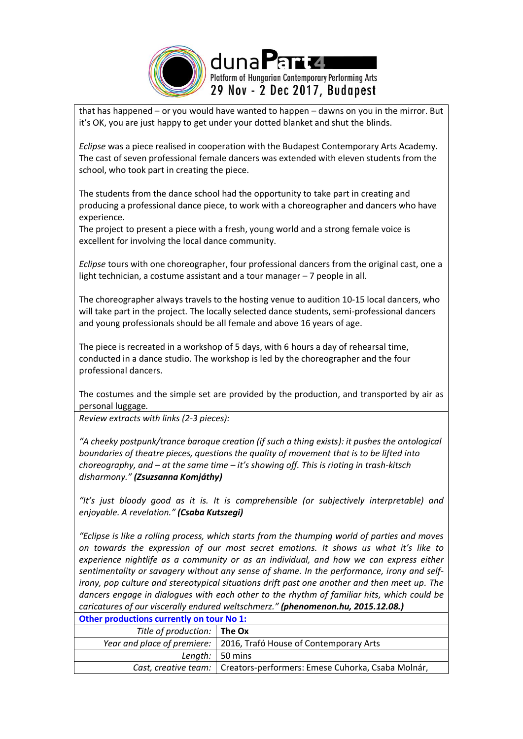that has happened – or you would have wanted to happen – dawns on you in the mirror. But it's OK, you are just happy to get under your dotted blanket and shut the blinds.

*Eclipse* was a piece realised in cooperation with the Budapest Contemporary Arts Academy. The cast of seven professional female dancers was extended with eleven students from the school, who took part in creating the piece.

The students from the dance school had the opportunity to take part in creating and producing a professional dance piece, to work with a choreographer and dancers who have experience.
The project to present a piece with a fresh, young world and a strong female voice is excellent for involving the local dance community.

*Eclipse* tours with one choreographer, four professional dancers from the original cast, one a light technician, a costume assistant and a tour manager – 7 people in all.

The choreographer always travels to the hosting venue to audition 10-15 local dancers, who will take part in the project. The locally selected dance students, semi-professional dancers and young professionals should be all female and above 16 years of age.

The piece is recreated in a workshop of 5 days, with 6 hours a day of rehearsal time, conducted in a dance studio. The workshop is led by the choreographer and the four professional dancers.

The costumes and the simple set are provided by the production, and transported by air as personal luggage.

*Review extracts with links (2-3 pieces):*

*"A cheeky postpunk/trance baroque creation (if such a thing exists): it pushes the ontological boundaries of theatre pieces, questions the quality of movement that is to be lifted into choreography, and – at the same time – it's showing off. This is rioting in trash-kitsch disharmony."* ***(Zsuzsanna Komjáthy)***

*"It's just bloody good as it is. It is comprehensible (or subjectively interpretable) and enjoyable. A revelation."* ***(Csaba Kutszegi)***

*"Eclipse is like a rolling process, which starts from the thumping world of parties and moves on towards the expression of our most secret emotions. It shows us what it's like to experience nightlife as a community or as an individual, and how we can express either sentimentality or savagery without any sense of shame. In the performance, irony and self-irony, pop culture and stereotypical situations drift past one another and then meet up. The dancers engage in dialogues with each other to the rhythm of familiar hits, which could be caricatures of our viscerally endured weltschmerz."* ***(phenomenon.hu, 2015.12.08.)***

**Other productions currently on tour No 1:**

| | |
|---|---|
| *Title of production:* | **The Ox** |
| *Year and place of premiere:* | 2016, Trafó House of Contemporary Arts |
| *Length:* | 50 mins |
| *Cast, creative team:* | Creators-performers: Emese Cuhorka, Csaba Molnár, |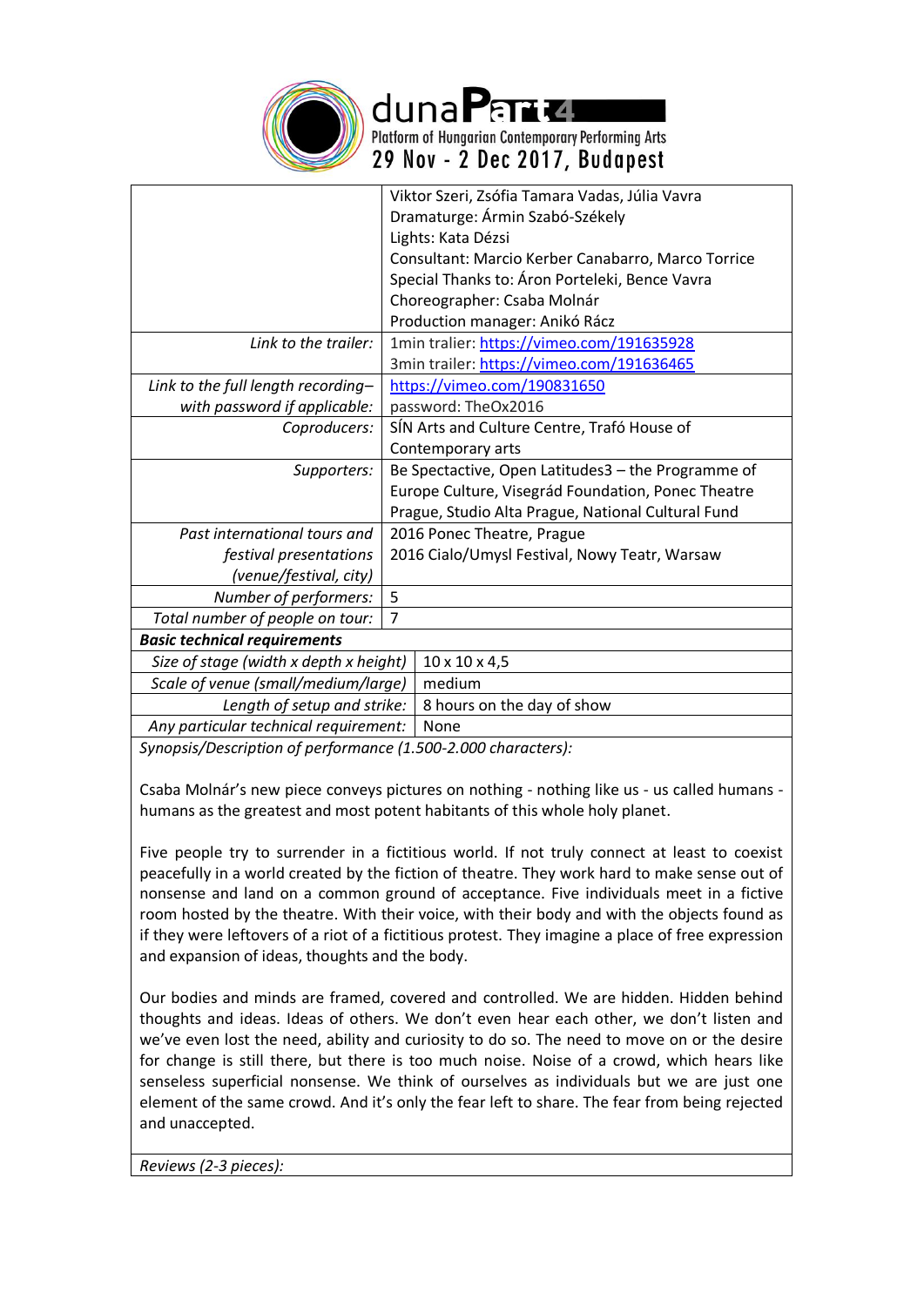| | |
|---|---|
| | Viktor Szeri, Zsófia Tamara Vadas, Júlia Vavra<br>Dramaturge: Ármin Szabó-Székely<br>Lights: Kata Dézsi<br>Consultant: Marcio Kerber Canabarro, Marco Torrice<br>Special Thanks to: Áron Porteleki, Bence Vavra<br>Choreographer: Csaba Molnár<br>Production manager: Anikó Rácz |
| *Link to the trailer:* | 1min tralier: https://vimeo.com/191635928<br>3min trailer: https://vimeo.com/191636465 |
| *Link to the full length recording– with password if applicable:* | https://vimeo.com/190831650<br>password: TheOx2016 |
| *Coproducers:* | SÍN Arts and Culture Centre, Trafó House of Contemporary arts |
| *Supporters:* | Be Spectactive, Open Latitudes3 – the Programme of Europe Culture, Visegrád Foundation, Ponec Theatre Prague, Studio Alta Prague, National Cultural Fund |
| *Past international tours and festival presentations (venue/festival, city)* | 2016 Ponec Theatre, Prague<br>2016 Cialo/Umysl Festival, Nowy Teatr, Warsaw |
| *Number of performers:* | 5 |
| *Total number of people on tour:* | 7 |
| ***Basic technical requirements*** | |
| *Size of stage (width x depth x height)* | 10 x 10 x 4,5 |
| *Scale of venue (small/medium/large)* | medium |
| *Length of setup and strike:* | 8 hours on the day of show |
| *Any particular technical requirement:* | None |

*Synopsis/Description of performance (1.500-2.000 characters):*

Csaba Molnár's new piece conveys pictures on nothing - nothing like us - us called humans - humans as the greatest and most potent habitants of this whole holy planet.

Five people try to surrender in a fictitious world. If not truly connect at least to coexist peacefully in a world created by the fiction of theatre. They work hard to make sense out of nonsense and land on a common ground of acceptance. Five individuals meet in a fictive room hosted by the theatre. With their voice, with their body and with the objects found as if they were leftovers of a riot of a fictitious protest. They imagine a place of free expression and expansion of ideas, thoughts and the body.

Our bodies and minds are framed, covered and controlled. We are hidden. Hidden behind thoughts and ideas. Ideas of others. We don't even hear each other, we don't listen and we've even lost the need, ability and curiosity to do so. The need to move on or the desire for change is still there, but there is too much noise. Noise of a crowd, which hears like senseless superficial nonsense. We think of ourselves as individuals but we are just one element of the same crowd. And it's only the fear left to share. The fear from being rejected and unaccepted.

*Reviews (2-3 pieces):*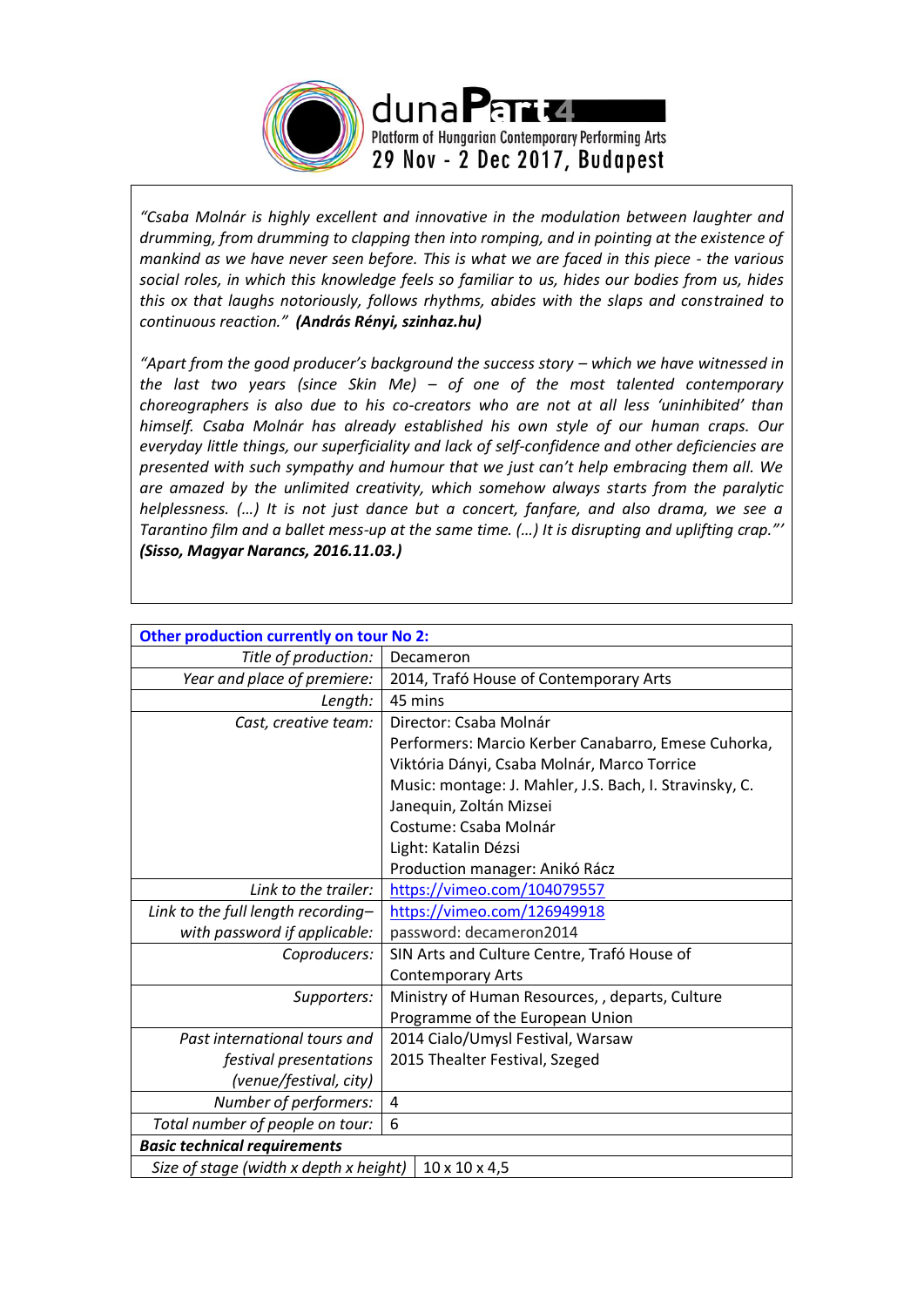"Csaba Molnár is highly excellent and innovative in the modulation between laughter and drumming, from drumming to clapping then into romping, and in pointing at the existence of mankind as we have never seen before. This is what we are faced in this piece - the various social roles, in which this knowledge feels so familiar to us, hides our bodies from us, hides this ox that laughs notoriously, follows rhythms, abides with the slaps and constrained to continuous reaction." **(András Rényi, szinhaz.hu)**

"Apart from the good producer's background the success story – which we have witnessed in the last two years (since Skin Me) – of one of the most talented contemporary choreographers is also due to his co-creators who are not at all less 'uninhibited' than himself. Csaba Molnár has already established his own style of our human craps. Our everyday little things, our superficiality and lack of self-confidence and other deficiencies are presented with such sympathy and humour that we just can't help embracing them all. We are amazed by the unlimited creativity, which somehow always starts from the paralytic helplessness. (...) It is not just dance but a concert, fanfare, and also drama, we see a Tarantino film and a ballet mess-up at the same time. (...) It is disrupting and uplifting crap."' **(Sisso, Magyar Narancs, 2016.11.03.)**

| **Other production currently on tour No 2:** | |
|---|---|
| *Title of production:* | Decameron |
| *Year and place of premiere:* | 2014, Trafó House of Contemporary Arts |
| *Length:* | 45 mins |
| *Cast, creative team:* | Director: Csaba Molnár<br>Performers: Marcio Kerber Canabarro, Emese Cuhorka, Viktória Dányi, Csaba Molnár, Marco Torrice<br>Music: montage: J. Mahler, J.S. Bach, I. Stravinsky, C. Janequin, Zoltán Mizsei<br>Costume: Csaba Molnár<br>Light: Katalin Dézsi<br>Production manager: Anikó Rácz |
| *Link to the trailer:* | https://vimeo.com/104079557 |
| *Link to the full length recording– with password if applicable:* | https://vimeo.com/126949918<br>password: decameron2014 |
| *Coproducers:* | SIN Arts and Culture Centre, Trafó House of Contemporary Arts |
| *Supporters:* | Ministry of Human Resources, , departs, Culture Programme of the European Union |
| *Past international tours and festival presentations (venue/festival, city)* | 2014 Cialo/Umysl Festival, Warsaw<br>2015 Thealter Festival, Szeged |
| *Number of performers:* | 4 |
| *Total number of people on tour:* | 6 |
| ***Basic technical requirements*** | |
| *Size of stage (width x depth x height)* | 10 x 10 x 4,5 |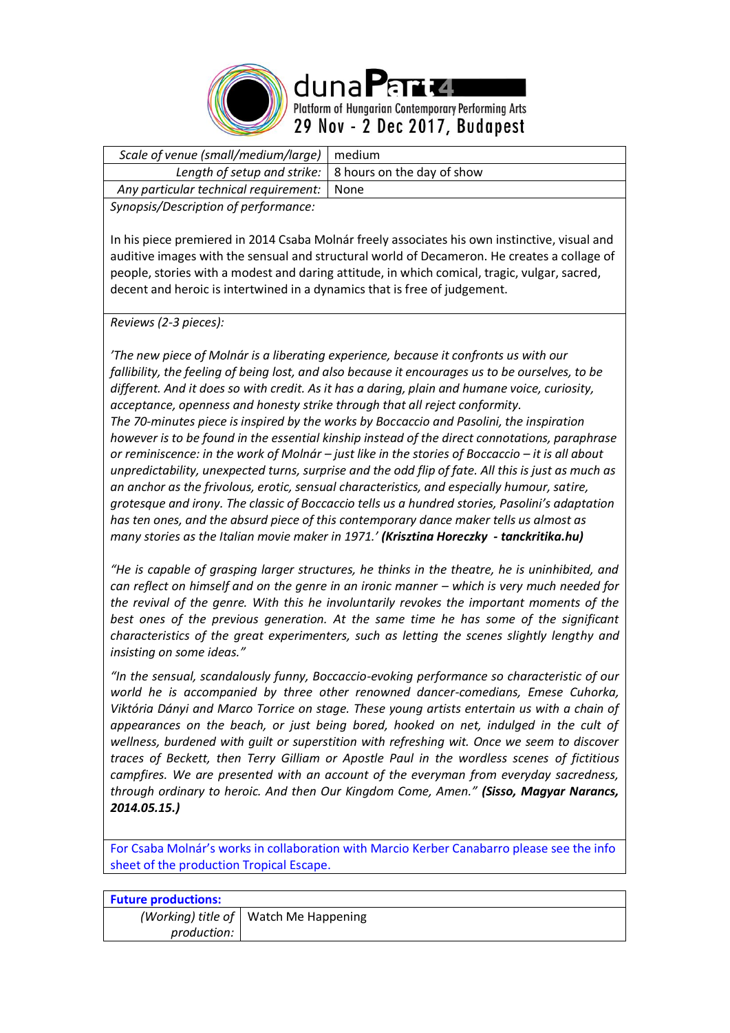| Scale of venue (small/medium/large) | medium |
|---:|---|
| Length of setup and strike: | 8 hours on the day of show |
| Any particular technical requirement: | None |

*Synopsis/Description of performance:*

In his piece premiered in 2014 Csaba Molnár freely associates his own instinctive, visual and auditive images with the sensual and structural world of Decameron. He creates a collage of people, stories with a modest and daring attitude, in which comical, tragic, vulgar, sacred, decent and heroic is intertwined in a dynamics that is free of judgement.

*Reviews (2-3 pieces):*

*'The new piece of Molnár is a liberating experience, because it confronts us with our fallibility, the feeling of being lost, and also because it encourages us to be ourselves, to be different. And it does so with credit. As it has a daring, plain and humane voice, curiosity, acceptance, openness and honesty strike through that all reject conformity.*
*The 70-minutes piece is inspired by the works by Boccaccio and Pasolini, the inspiration however is to be found in the essential kinship instead of the direct connotations, paraphrase or reminiscence: in the work of Molnár – just like in the stories of Boccaccio – it is all about unpredictability, unexpected turns, surprise and the odd flip of fate. All this is just as much as an anchor as the frivolous, erotic, sensual characteristics, and especially humour, satire, grotesque and irony. The classic of Boccaccio tells us a hundred stories, Pasolini's adaptation has ten ones, and the absurd piece of this contemporary dance maker tells us almost as many stories as the Italian movie maker in 1971.'* ***(Krisztina Horeczky - tanckritika.hu)***

*"He is capable of grasping larger structures, he thinks in the theatre, he is uninhibited, and can reflect on himself and on the genre in an ironic manner – which is very much needed for the revival of the genre. With this he involuntarily revokes the important moments of the best ones of the previous generation. At the same time he has some of the significant characteristics of the great experimenters, such as letting the scenes slightly lengthy and insisting on some ideas."*

*"In the sensual, scandalously funny, Boccaccio-evoking performance so characteristic of our world he is accompanied by three other renowned dancer-comedians, Emese Cuhorka, Viktória Dányi and Marco Torrice on stage. These young artists entertain us with a chain of appearances on the beach, or just being bored, hooked on net, indulged in the cult of wellness, burdened with guilt or superstition with refreshing wit. Once we seem to discover traces of Beckett, then Terry Gilliam or Apostle Paul in the wordless scenes of fictitious campfires. We are presented with an account of the everyman from everyday sacredness, through ordinary to heroic. And then Our Kingdom Come, Amen."* ***(Sisso, Magyar Narancs, 2014.05.15.)***

For Csaba Molnár's works in collaboration with Marcio Kerber Canabarro please see the info sheet of the production Tropical Escape.

| **Future productions:** | |
|---:|---|
| *(Working) title of production:* | Watch Me Happening |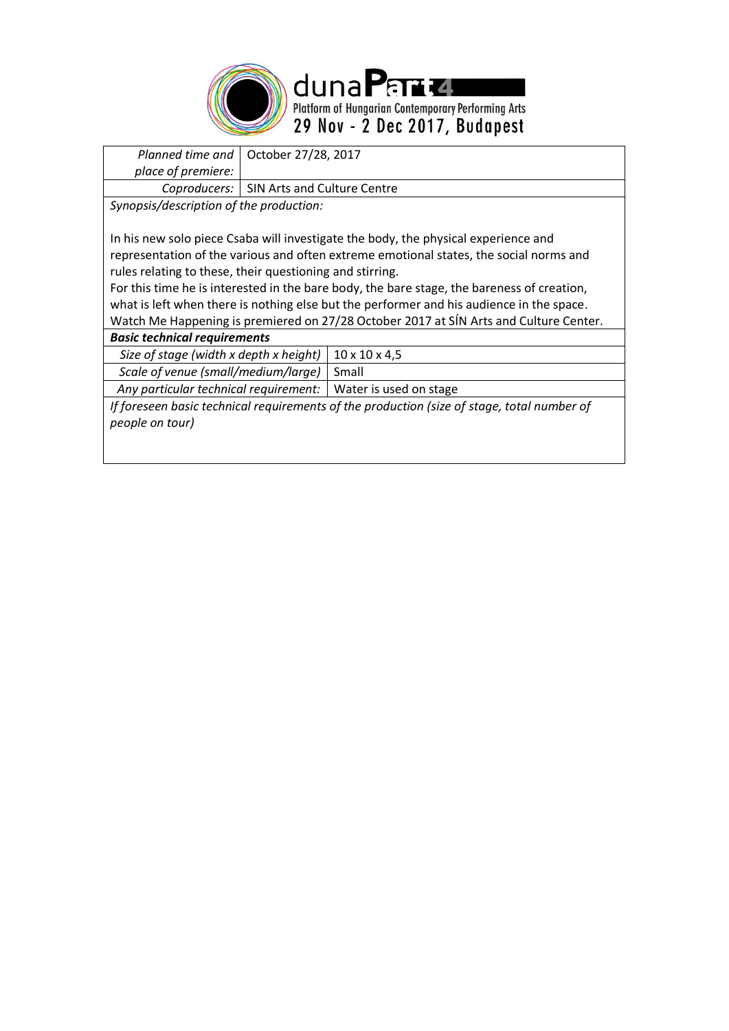dunaPart4

Platform of Hungarian Contemporary Performing Arts

29 Nov - 2 Dec 2017, Budapest

| | |
|---|---|
| *Planned time and place of premiere:* | October 27/28, 2017 |
| *Coproducers:* | SIN Arts and Culture Centre |

*Synopsis/description of the production:*

In his new solo piece Csaba will investigate the body, the physical experience and representation of the various and often extreme emotional states, the social norms and rules relating to these, their questioning and stirring.
For this time he is interested in the bare body, the bare stage, the bareness of creation, what is left when there is nothing else but the performer and his audience in the space.
Watch Me Happening is premiered on 27/28 October 2017 at SÍN Arts and Culture Center.

***Basic technical requirements***

| | |
|---|---|
| *Size of stage (width x depth x height)* | 10 x 10 x 4,5 |
| *Scale of venue (small/medium/large)* | Small |
| *Any particular technical requirement:* | Water is used on stage |

*If foreseen basic technical requirements of the production (size of stage, total number of people on tour)*